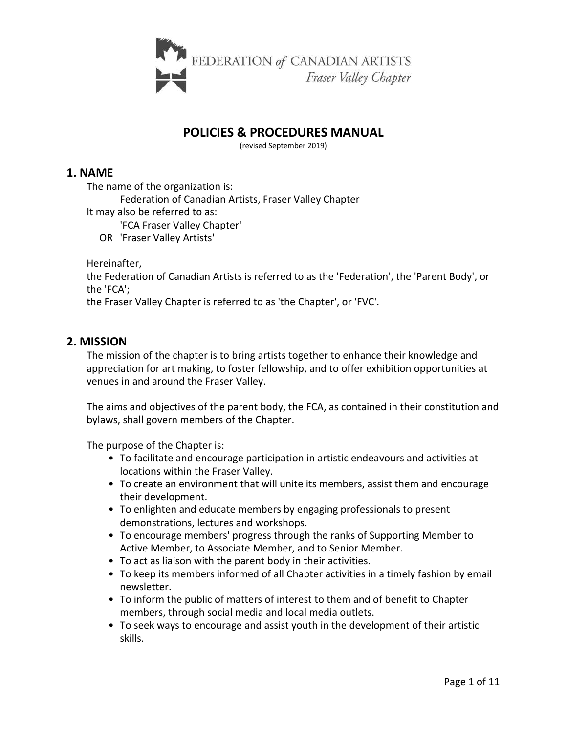FEDERATION *of* CANADIAN ARTISTS
*Fraser Valley Chapter*

# POLICIES & PROCEDURES MANUAL

(revised September 2019)

## 1. NAME

The name of the organization is:

Federation of Canadian Artists, Fraser Valley Chapter

It may also be referred to as:

'FCA Fraser Valley Chapter'

OR 'Fraser Valley Artists'

Hereinafter,
the Federation of Canadian Artists is referred to as the 'Federation', the 'Parent Body', or the 'FCA';
the Fraser Valley Chapter is referred to as 'the Chapter', or 'FVC'.

## 2. MISSION

The mission of the chapter is to bring artists together to enhance their knowledge and appreciation for art making, to foster fellowship, and to offer exhibition opportunities at venues in and around the Fraser Valley.

The aims and objectives of the parent body, the FCA, as contained in their constitution and bylaws, shall govern members of the Chapter.

The purpose of the Chapter is:

- To facilitate and encourage participation in artistic endeavours and activities at locations within the Fraser Valley.
- To create an environment that will unite its members, assist them and encourage their development.
- To enlighten and educate members by engaging professionals to present demonstrations, lectures and workshops.
- To encourage members' progress through the ranks of Supporting Member to Active Member, to Associate Member, and to Senior Member.
- To act as liaison with the parent body in their activities.
- To keep its members informed of all Chapter activities in a timely fashion by email newsletter.
- To inform the public of matters of interest to them and of benefit to Chapter members, through social media and local media outlets.
- To seek ways to encourage and assist youth in the development of their artistic skills.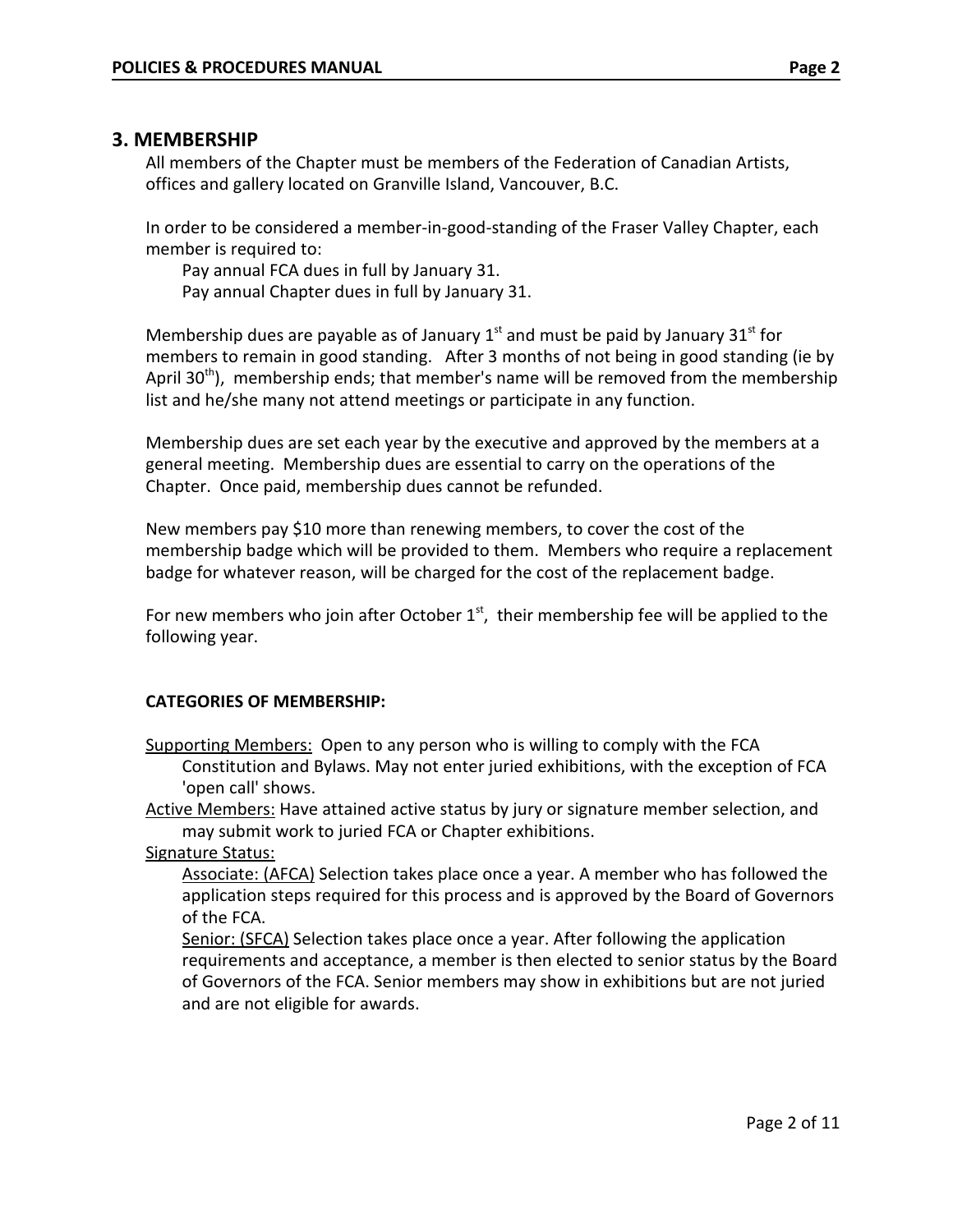## 3. MEMBERSHIP

All members of the Chapter must be members of the Federation of Canadian Artists, offices and gallery located on Granville Island, Vancouver, B.C.

In order to be considered a member-in-good-standing of the Fraser Valley Chapter, each member is required to:

Pay annual FCA dues in full by January 31.
Pay annual Chapter dues in full by January 31.

Membership dues are payable as of January 1st and must be paid by January 31st for members to remain in good standing. After 3 months of not being in good standing (ie by April 30th), membership ends; that member's name will be removed from the membership list and he/she many not attend meetings or participate in any function.

Membership dues are set each year by the executive and approved by the members at a general meeting. Membership dues are essential to carry on the operations of the Chapter. Once paid, membership dues cannot be refunded.

New members pay $10 more than renewing members, to cover the cost of the membership badge which will be provided to them. Members who require a replacement badge for whatever reason, will be charged for the cost of the replacement badge.

For new members who join after October 1st, their membership fee will be applied to the following year.

**CATEGORIES OF MEMBERSHIP:**

Supporting Members: Open to any person who is willing to comply with the FCA Constitution and Bylaws. May not enter juried exhibitions, with the exception of FCA 'open call' shows.

Active Members: Have attained active status by jury or signature member selection, and may submit work to juried FCA or Chapter exhibitions.

Signature Status:

Associate: (AFCA) Selection takes place once a year. A member who has followed the application steps required for this process and is approved by the Board of Governors of the FCA.

Senior: (SFCA) Selection takes place once a year. After following the application requirements and acceptance, a member is then elected to senior status by the Board of Governors of the FCA. Senior members may show in exhibitions but are not juried and are not eligible for awards.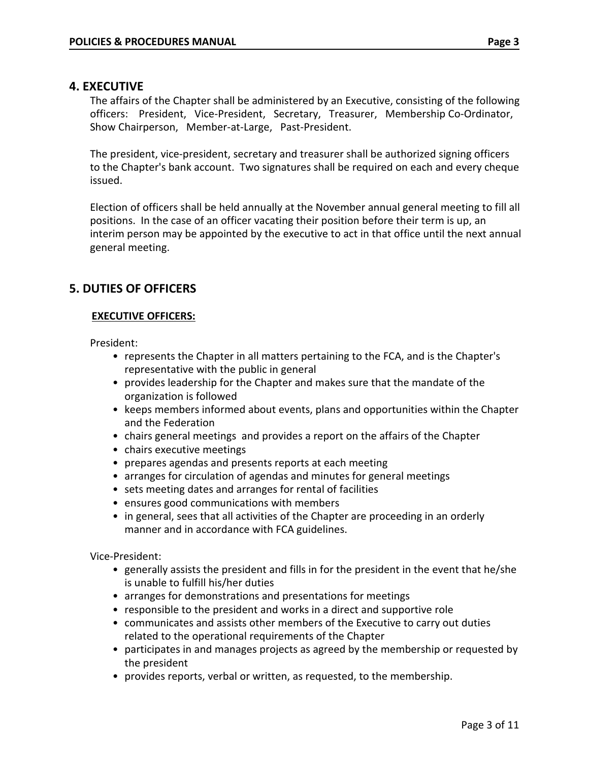## 4. EXECUTIVE

The affairs of the Chapter shall be administered by an Executive, consisting of the following officers: President, Vice-President, Secretary, Treasurer, Membership Co-Ordinator, Show Chairperson, Member-at-Large, Past-President.

The president, vice-president, secretary and treasurer shall be authorized signing officers to the Chapter's bank account. Two signatures shall be required on each and every cheque issued.

Election of officers shall be held annually at the November annual general meeting to fill all positions. In the case of an officer vacating their position before their term is up, an interim person may be appointed by the executive to act in that office until the next annual general meeting.

## 5. DUTIES OF OFFICERS

**EXECUTIVE OFFICERS:**

President:

- represents the Chapter in all matters pertaining to the FCA, and is the Chapter's representative with the public in general
- provides leadership for the Chapter and makes sure that the mandate of the organization is followed
- keeps members informed about events, plans and opportunities within the Chapter and the Federation
- chairs general meetings and provides a report on the affairs of the Chapter
- chairs executive meetings
- prepares agendas and presents reports at each meeting
- arranges for circulation of agendas and minutes for general meetings
- sets meeting dates and arranges for rental of facilities
- ensures good communications with members
- in general, sees that all activities of the Chapter are proceeding in an orderly manner and in accordance with FCA guidelines.

Vice-President:

- generally assists the president and fills in for the president in the event that he/she is unable to fulfill his/her duties
- arranges for demonstrations and presentations for meetings
- responsible to the president and works in a direct and supportive role
- communicates and assists other members of the Executive to carry out duties related to the operational requirements of the Chapter
- participates in and manages projects as agreed by the membership or requested by the president
- provides reports, verbal or written, as requested, to the membership.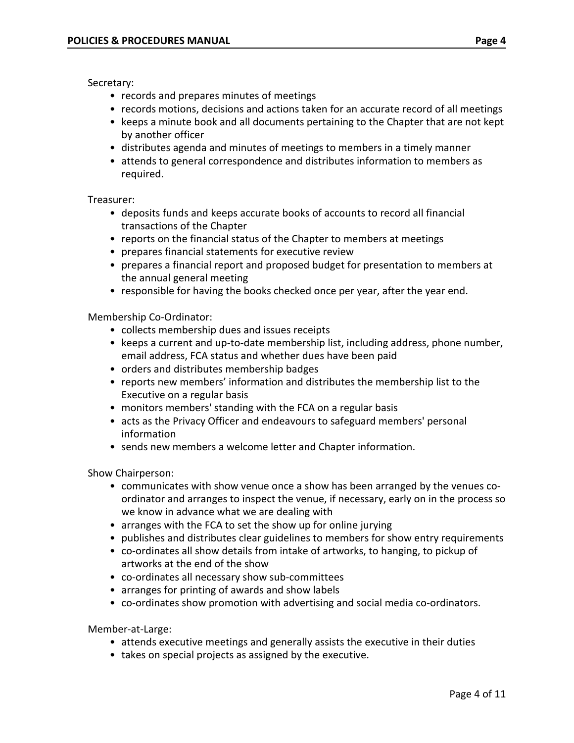Secretary:

- records and prepares minutes of meetings
- records motions, decisions and actions taken for an accurate record of all meetings
- keeps a minute book and all documents pertaining to the Chapter that are not kept by another officer
- distributes agenda and minutes of meetings to members in a timely manner
- attends to general correspondence and distributes information to members as required.

Treasurer:

- deposits funds and keeps accurate books of accounts to record all financial transactions of the Chapter
- reports on the financial status of the Chapter to members at meetings
- prepares financial statements for executive review
- prepares a financial report and proposed budget for presentation to members at the annual general meeting
- responsible for having the books checked once per year, after the year end.

Membership Co-Ordinator:

- collects membership dues and issues receipts
- keeps a current and up-to-date membership list, including address, phone number, email address, FCA status and whether dues have been paid
- orders and distributes membership badges
- reports new members' information and distributes the membership list to the Executive on a regular basis
- monitors members' standing with the FCA on a regular basis
- acts as the Privacy Officer and endeavours to safeguard members' personal information
- sends new members a welcome letter and Chapter information.

Show Chairperson:

- communicates with show venue once a show has been arranged by the venues co-ordinator and arranges to inspect the venue, if necessary, early on in the process so we know in advance what we are dealing with
- arranges with the FCA to set the show up for online jurying
- publishes and distributes clear guidelines to members for show entry requirements
- co-ordinates all show details from intake of artworks, to hanging, to pickup of artworks at the end of the show
- co-ordinates all necessary show sub-committees
- arranges for printing of awards and show labels
- co-ordinates show promotion with advertising and social media co-ordinators.

Member-at-Large:

- attends executive meetings and generally assists the executive in their duties
- takes on special projects as assigned by the executive.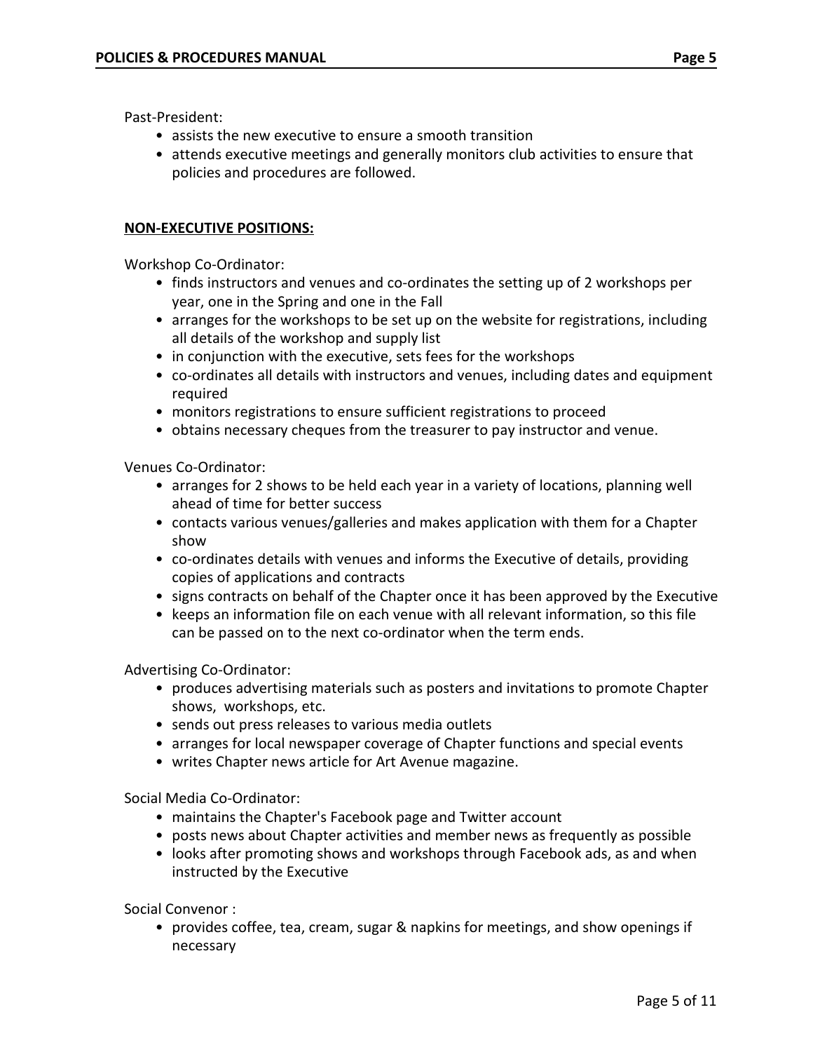Past-President:

- assists the new executive to ensure a smooth transition
- attends executive meetings and generally monitors club activities to ensure that policies and procedures are followed.

**NON-EXECUTIVE POSITIONS:**

Workshop Co-Ordinator:

- finds instructors and venues and co-ordinates the setting up of 2 workshops per year, one in the Spring and one in the Fall
- arranges for the workshops to be set up on the website for registrations, including all details of the workshop and supply list
- in conjunction with the executive, sets fees for the workshops
- co-ordinates all details with instructors and venues, including dates and equipment required
- monitors registrations to ensure sufficient registrations to proceed
- obtains necessary cheques from the treasurer to pay instructor and venue.

Venues Co-Ordinator:

- arranges for 2 shows to be held each year in a variety of locations, planning well ahead of time for better success
- contacts various venues/galleries and makes application with them for a Chapter show
- co-ordinates details with venues and informs the Executive of details, providing copies of applications and contracts
- signs contracts on behalf of the Chapter once it has been approved by the Executive
- keeps an information file on each venue with all relevant information, so this file can be passed on to the next co-ordinator when the term ends.

Advertising Co-Ordinator:

- produces advertising materials such as posters and invitations to promote Chapter shows, workshops, etc.
- sends out press releases to various media outlets
- arranges for local newspaper coverage of Chapter functions and special events
- writes Chapter news article for Art Avenue magazine.

Social Media Co-Ordinator:

- maintains the Chapter's Facebook page and Twitter account
- posts news about Chapter activities and member news as frequently as possible
- looks after promoting shows and workshops through Facebook ads, as and when instructed by the Executive

Social Convenor :

- provides coffee, tea, cream, sugar & napkins for meetings, and show openings if necessary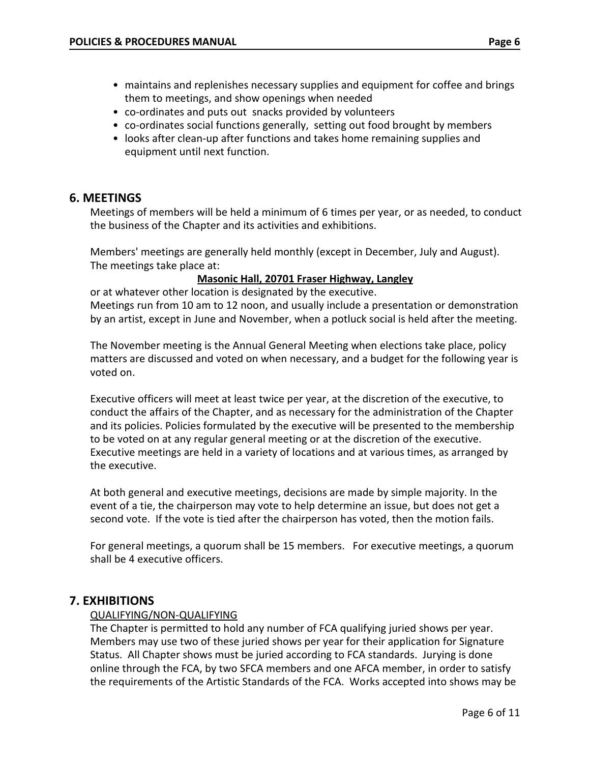- maintains and replenishes necessary supplies and equipment for coffee and brings them to meetings, and show openings when needed
- co-ordinates and puts out snacks provided by volunteers
- co-ordinates social functions generally, setting out food brought by members
- looks after clean-up after functions and takes home remaining supplies and equipment until next function.

## 6. MEETINGS

Meetings of members will be held a minimum of 6 times per year, or as needed, to conduct the business of the Chapter and its activities and exhibitions.

Members' meetings are generally held monthly (except in December, July and August). The meetings take place at:

**Masonic Hall, 20701 Fraser Highway, Langley**

or at whatever other location is designated by the executive.
Meetings run from 10 am to 12 noon, and usually include a presentation or demonstration by an artist, except in June and November, when a potluck social is held after the meeting.

The November meeting is the Annual General Meeting when elections take place, policy matters are discussed and voted on when necessary, and a budget for the following year is voted on.

Executive officers will meet at least twice per year, at the discretion of the executive, to conduct the affairs of the Chapter, and as necessary for the administration of the Chapter and its policies. Policies formulated by the executive will be presented to the membership to be voted on at any regular general meeting or at the discretion of the executive. Executive meetings are held in a variety of locations and at various times, as arranged by the executive.

At both general and executive meetings, decisions are made by simple majority. In the event of a tie, the chairperson may vote to help determine an issue, but does not get a second vote. If the vote is tied after the chairperson has voted, then the motion fails.

For general meetings, a quorum shall be 15 members. For executive meetings, a quorum shall be 4 executive officers.

## 7. EXHIBITIONS

QUALIFYING/NON-QUALIFYING

The Chapter is permitted to hold any number of FCA qualifying juried shows per year. Members may use two of these juried shows per year for their application for Signature Status. All Chapter shows must be juried according to FCA standards. Jurying is done online through the FCA, by two SFCA members and one AFCA member, in order to satisfy the requirements of the Artistic Standards of the FCA. Works accepted into shows may be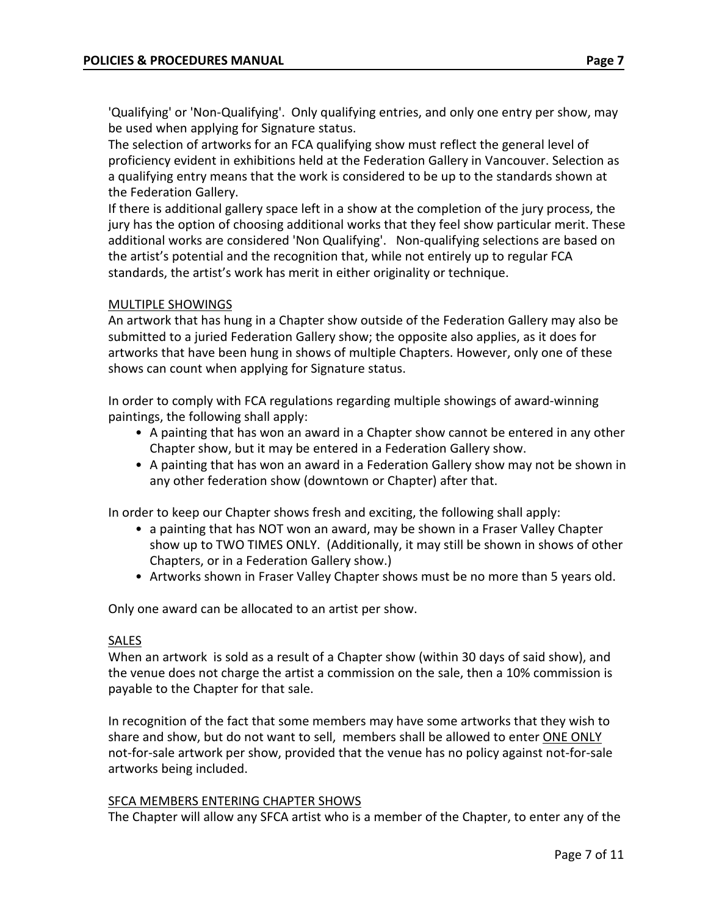'Qualifying' or 'Non-Qualifying'. Only qualifying entries, and only one entry per show, may be used when applying for Signature status.

The selection of artworks for an FCA qualifying show must reflect the general level of proficiency evident in exhibitions held at the Federation Gallery in Vancouver. Selection as a qualifying entry means that the work is considered to be up to the standards shown at the Federation Gallery.

If there is additional gallery space left in a show at the completion of the jury process, the jury has the option of choosing additional works that they feel show particular merit. These additional works are considered 'Non Qualifying'. Non-qualifying selections are based on the artist's potential and the recognition that, while not entirely up to regular FCA standards, the artist's work has merit in either originality or technique.

MULTIPLE SHOWINGS

An artwork that has hung in a Chapter show outside of the Federation Gallery may also be submitted to a juried Federation Gallery show; the opposite also applies, as it does for artworks that have been hung in shows of multiple Chapters. However, only one of these shows can count when applying for Signature status.

In order to comply with FCA regulations regarding multiple showings of award-winning paintings, the following shall apply:

- A painting that has won an award in a Chapter show cannot be entered in any other Chapter show, but it may be entered in a Federation Gallery show.
- A painting that has won an award in a Federation Gallery show may not be shown in any other federation show (downtown or Chapter) after that.

In order to keep our Chapter shows fresh and exciting, the following shall apply:

- a painting that has NOT won an award, may be shown in a Fraser Valley Chapter show up to TWO TIMES ONLY. (Additionally, it may still be shown in shows of other Chapters, or in a Federation Gallery show.)
- Artworks shown in Fraser Valley Chapter shows must be no more than 5 years old.

Only one award can be allocated to an artist per show.

SALES

When an artwork is sold as a result of a Chapter show (within 30 days of said show), and the venue does not charge the artist a commission on the sale, then a 10% commission is payable to the Chapter for that sale.

In recognition of the fact that some members may have some artworks that they wish to share and show, but do not want to sell, members shall be allowed to enter ONE ONLY not-for-sale artwork per show, provided that the venue has no policy against not-for-sale artworks being included.

SFCA MEMBERS ENTERING CHAPTER SHOWS

The Chapter will allow any SFCA artist who is a member of the Chapter, to enter any of the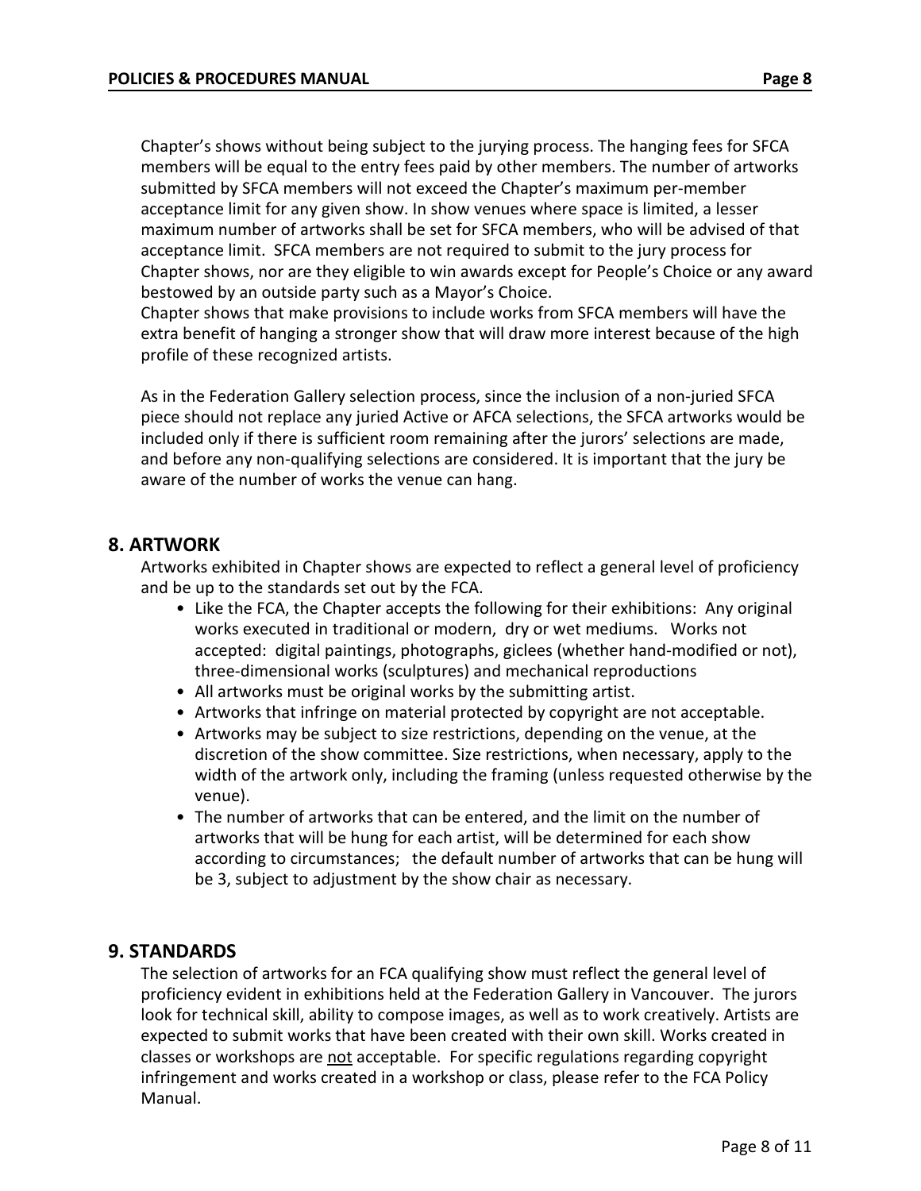Chapter's shows without being subject to the jurying process. The hanging fees for SFCA members will be equal to the entry fees paid by other members. The number of artworks submitted by SFCA members will not exceed the Chapter's maximum per-member acceptance limit for any given show. In show venues where space is limited, a lesser maximum number of artworks shall be set for SFCA members, who will be advised of that acceptance limit. SFCA members are not required to submit to the jury process for Chapter shows, nor are they eligible to win awards except for People's Choice or any award bestowed by an outside party such as a Mayor's Choice.
Chapter shows that make provisions to include works from SFCA members will have the extra benefit of hanging a stronger show that will draw more interest because of the high profile of these recognized artists.

As in the Federation Gallery selection process, since the inclusion of a non-juried SFCA piece should not replace any juried Active or AFCA selections, the SFCA artworks would be included only if there is sufficient room remaining after the jurors' selections are made, and before any non-qualifying selections are considered. It is important that the jury be aware of the number of works the venue can hang.

## 8. ARTWORK

Artworks exhibited in Chapter shows are expected to reflect a general level of proficiency and be up to the standards set out by the FCA.

- Like the FCA, the Chapter accepts the following for their exhibitions: Any original works executed in traditional or modern, dry or wet mediums. Works not accepted: digital paintings, photographs, giclees (whether hand-modified or not), three-dimensional works (sculptures) and mechanical reproductions
- All artworks must be original works by the submitting artist.
- Artworks that infringe on material protected by copyright are not acceptable.
- Artworks may be subject to size restrictions, depending on the venue, at the discretion of the show committee. Size restrictions, when necessary, apply to the width of the artwork only, including the framing (unless requested otherwise by the venue).
- The number of artworks that can be entered, and the limit on the number of artworks that will be hung for each artist, will be determined for each show according to circumstances; the default number of artworks that can be hung will be 3, subject to adjustment by the show chair as necessary.

## 9. STANDARDS

The selection of artworks for an FCA qualifying show must reflect the general level of proficiency evident in exhibitions held at the Federation Gallery in Vancouver. The jurors look for technical skill, ability to compose images, as well as to work creatively. Artists are expected to submit works that have been created with their own skill. Works created in classes or workshops are <u>not</u> acceptable. For specific regulations regarding copyright infringement and works created in a workshop or class, please refer to the FCA Policy Manual.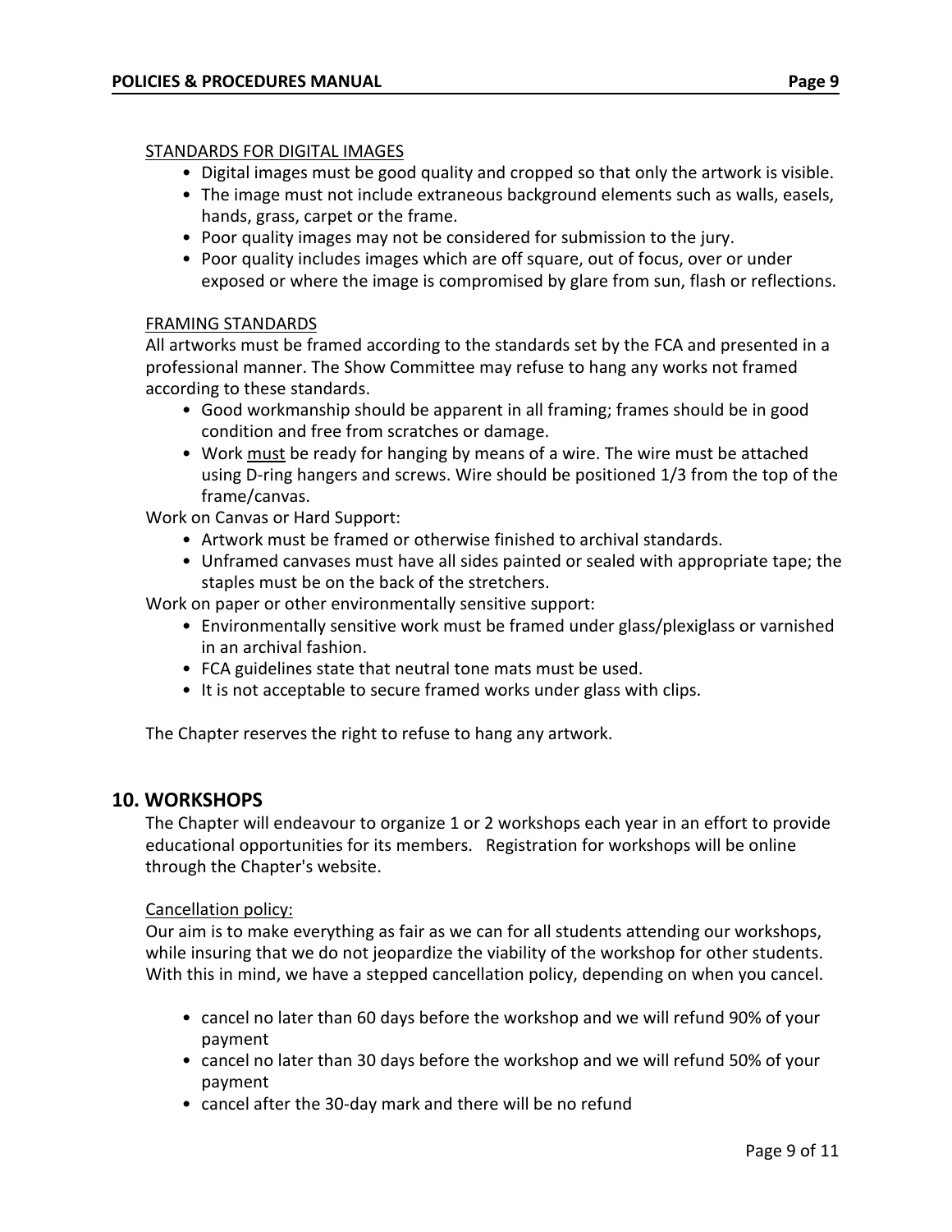STANDARDS FOR DIGITAL IMAGES

- Digital images must be good quality and cropped so that only the artwork is visible.
- The image must not include extraneous background elements such as walls, easels, hands, grass, carpet or the frame.
- Poor quality images may not be considered for submission to the jury.
- Poor quality includes images which are off square, out of focus, over or under exposed or where the image is compromised by glare from sun, flash or reflections.

FRAMING STANDARDS

All artworks must be framed according to the standards set by the FCA and presented in a professional manner. The Show Committee may refuse to hang any works not framed according to these standards.

- Good workmanship should be apparent in all framing; frames should be in good condition and free from scratches or damage.
- Work must be ready for hanging by means of a wire. The wire must be attached using D-ring hangers and screws. Wire should be positioned 1/3 from the top of the frame/canvas.

Work on Canvas or Hard Support:

- Artwork must be framed or otherwise finished to archival standards.
- Unframed canvases must have all sides painted or sealed with appropriate tape; the staples must be on the back of the stretchers.

Work on paper or other environmentally sensitive support:

- Environmentally sensitive work must be framed under glass/plexiglass or varnished in an archival fashion.
- FCA guidelines state that neutral tone mats must be used.
- It is not acceptable to secure framed works under glass with clips.

The Chapter reserves the right to refuse to hang any artwork.

## 10. WORKSHOPS

The Chapter will endeavour to organize 1 or 2 workshops each year in an effort to provide educational opportunities for its members. Registration for workshops will be online through the Chapter's website.

Cancellation policy:

Our aim is to make everything as fair as we can for all students attending our workshops, while insuring that we do not jeopardize the viability of the workshop for other students. With this in mind, we have a stepped cancellation policy, depending on when you cancel.

- cancel no later than 60 days before the workshop and we will refund 90% of your payment
- cancel no later than 30 days before the workshop and we will refund 50% of your payment
- cancel after the 30-day mark and there will be no refund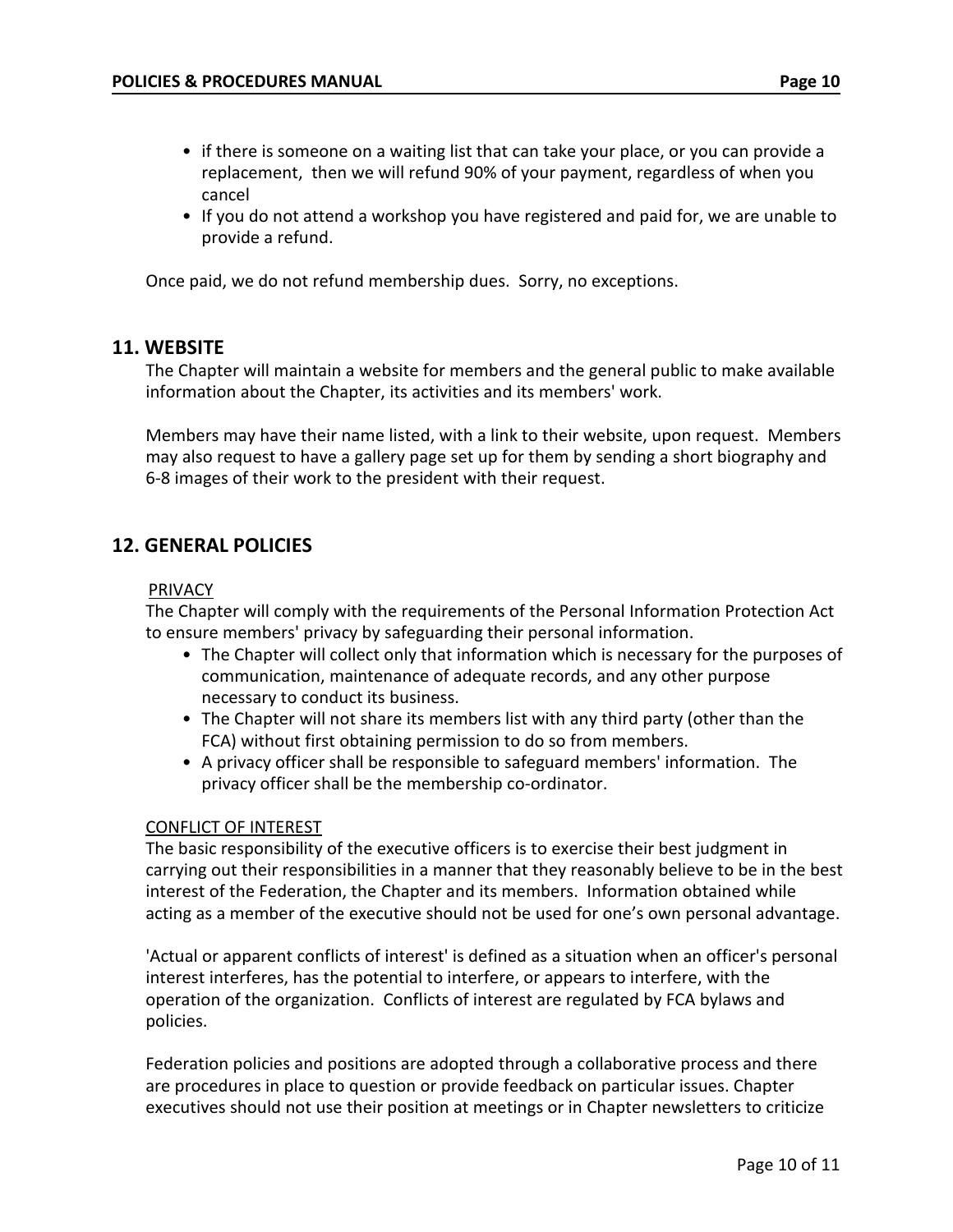- if there is someone on a waiting list that can take your place, or you can provide a replacement, then we will refund 90% of your payment, regardless of when you cancel
- If you do not attend a workshop you have registered and paid for, we are unable to provide a refund.

Once paid, we do not refund membership dues. Sorry, no exceptions.

## 11. WEBSITE

The Chapter will maintain a website for members and the general public to make available information about the Chapter, its activities and its members' work.

Members may have their name listed, with a link to their website, upon request. Members may also request to have a gallery page set up for them by sending a short biography and 6-8 images of their work to the president with their request.

## 12. GENERAL POLICIES

PRIVACY

The Chapter will comply with the requirements of the Personal Information Protection Act to ensure members' privacy by safeguarding their personal information.

- The Chapter will collect only that information which is necessary for the purposes of communication, maintenance of adequate records, and any other purpose necessary to conduct its business.
- The Chapter will not share its members list with any third party (other than the FCA) without first obtaining permission to do so from members.
- A privacy officer shall be responsible to safeguard members' information. The privacy officer shall be the membership co-ordinator.

CONFLICT OF INTEREST

The basic responsibility of the executive officers is to exercise their best judgment in carrying out their responsibilities in a manner that they reasonably believe to be in the best interest of the Federation, the Chapter and its members. Information obtained while acting as a member of the executive should not be used for one's own personal advantage.

'Actual or apparent conflicts of interest' is defined as a situation when an officer's personal interest interferes, has the potential to interfere, or appears to interfere, with the operation of the organization. Conflicts of interest are regulated by FCA bylaws and policies.

Federation policies and positions are adopted through a collaborative process and there are procedures in place to question or provide feedback on particular issues. Chapter executives should not use their position at meetings or in Chapter newsletters to criticize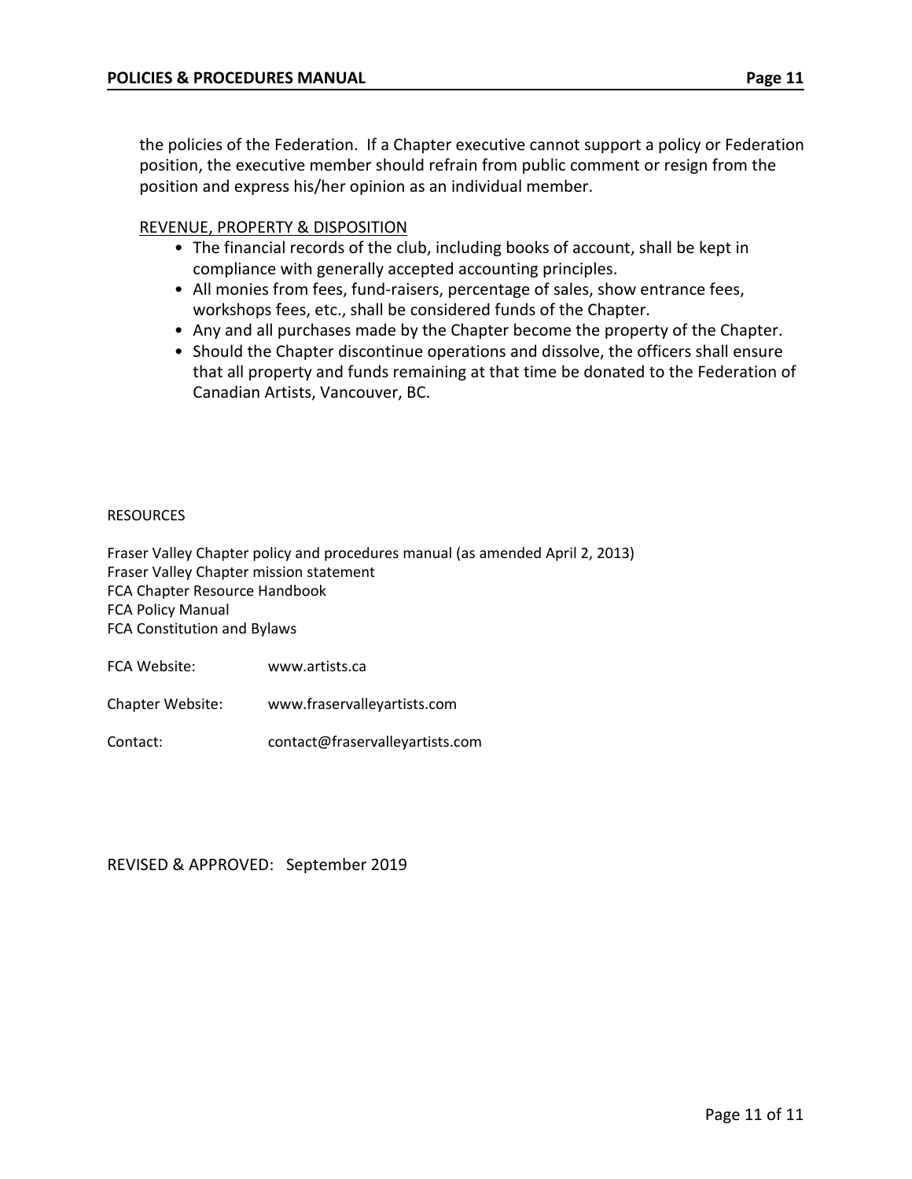the policies of the Federation. If a Chapter executive cannot support a policy or Federation position, the executive member should refrain from public comment or resign from the position and express his/her opinion as an individual member.

<u>REVENUE, PROPERTY & DISPOSITION</u>

- The financial records of the club, including books of account, shall be kept in compliance with generally accepted accounting principles.
- All monies from fees, fund-raisers, percentage of sales, show entrance fees, workshops fees, etc., shall be considered funds of the Chapter.
- Any and all purchases made by the Chapter become the property of the Chapter.
- Should the Chapter discontinue operations and dissolve, the officers shall ensure that all property and funds remaining at that time be donated to the Federation of Canadian Artists, Vancouver, BC.

RESOURCES

Fraser Valley Chapter policy and procedures manual (as amended April 2, 2013)
Fraser Valley Chapter mission statement
FCA Chapter Resource Handbook
FCA Policy Manual
FCA Constitution and Bylaws

FCA Website: www.artists.ca

Chapter Website: www.fraservalleyartists.com

Contact: contact@fraservalleyartists.com

REVISED & APPROVED: September 2019